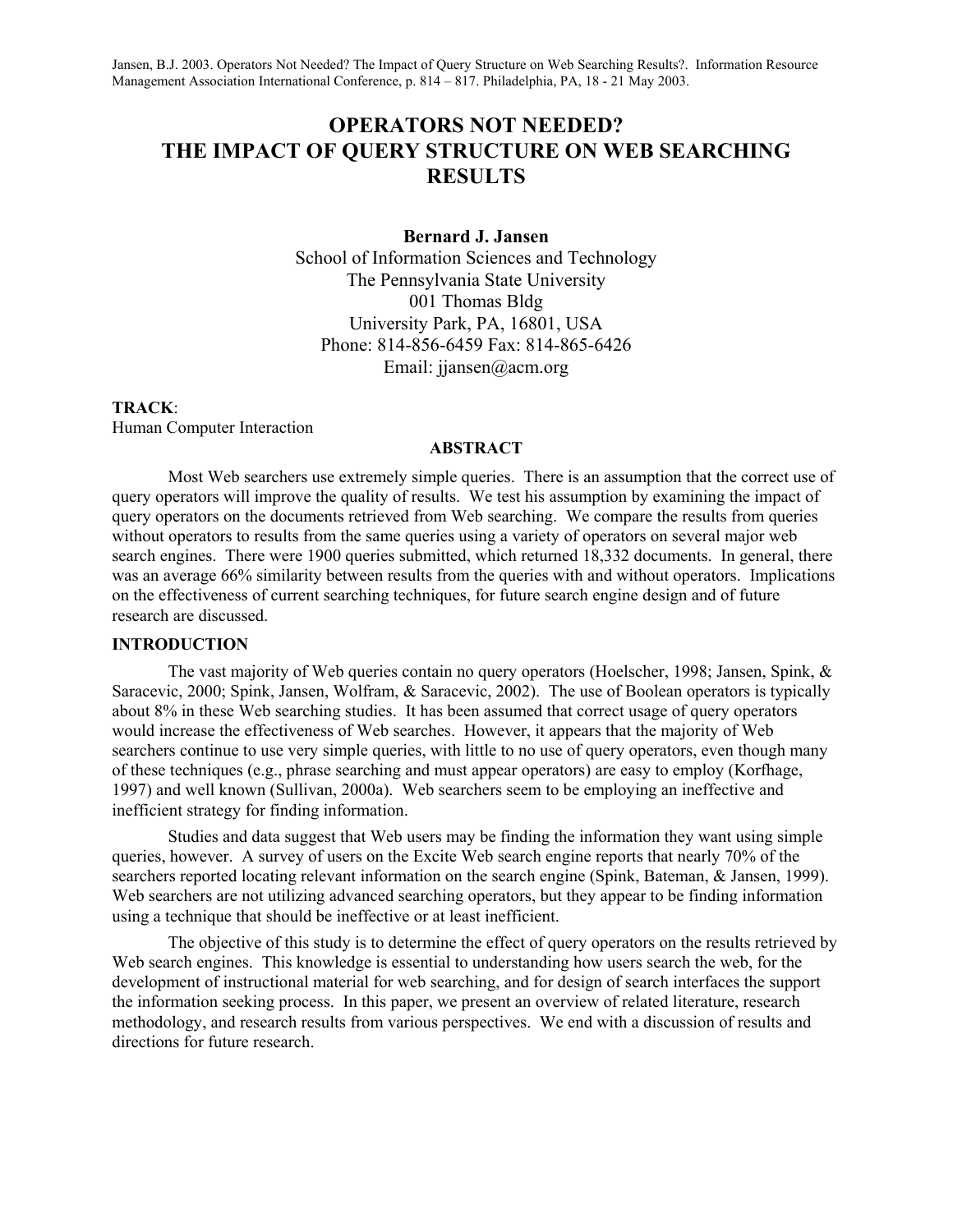Jansen, B.J. 2003. Operators Not Needed? The Impact of Query Structure on Web Searching Results?. Information Resource Management Association International Conference, p. 814 – 817. Philadelphia, PA, 18 - 21 May 2003.

# OPERATORS NOT NEEDED? THE IMPACT OF QUERY STRUCTURE ON WEB SEARCHING RESULTS

**Bernard J. Jansen**
School of Information Sciences and Technology
The Pennsylvania State University
001 Thomas Bldg
University Park, PA, 16801, USA
Phone: 814-856-6459 Fax: 814-865-6426
Email: jjansen@acm.org

**TRACK**:
Human Computer Interaction

## ABSTRACT

Most Web searchers use extremely simple queries. There is an assumption that the correct use of query operators will improve the quality of results. We test his assumption by examining the impact of query operators on the documents retrieved from Web searching. We compare the results from queries without operators to results from the same queries using a variety of operators on several major web search engines. There were 1900 queries submitted, which returned 18,332 documents. In general, there was an average 66% similarity between results from the queries with and without operators. Implications on the effectiveness of current searching techniques, for future search engine design and of future research are discussed.

## INTRODUCTION

The vast majority of Web queries contain no query operators (Hoelscher, 1998; Jansen, Spink, & Saracevic, 2000; Spink, Jansen, Wolfram, & Saracevic, 2002). The use of Boolean operators is typically about 8% in these Web searching studies. It has been assumed that correct usage of query operators would increase the effectiveness of Web searches. However, it appears that the majority of Web searchers continue to use very simple queries, with little to no use of query operators, even though many of these techniques (e.g., phrase searching and must appear operators) are easy to employ (Korfhage, 1997) and well known (Sullivan, 2000a). Web searchers seem to be employing an ineffective and inefficient strategy for finding information.

Studies and data suggest that Web users may be finding the information they want using simple queries, however. A survey of users on the Excite Web search engine reports that nearly 70% of the searchers reported locating relevant information on the search engine (Spink, Bateman, & Jansen, 1999). Web searchers are not utilizing advanced searching operators, but they appear to be finding information using a technique that should be ineffective or at least inefficient.

The objective of this study is to determine the effect of query operators on the results retrieved by Web search engines. This knowledge is essential to understanding how users search the web, for the development of instructional material for web searching, and for design of search interfaces the support the information seeking process. In this paper, we present an overview of related literature, research methodology, and research results from various perspectives. We end with a discussion of results and directions for future research.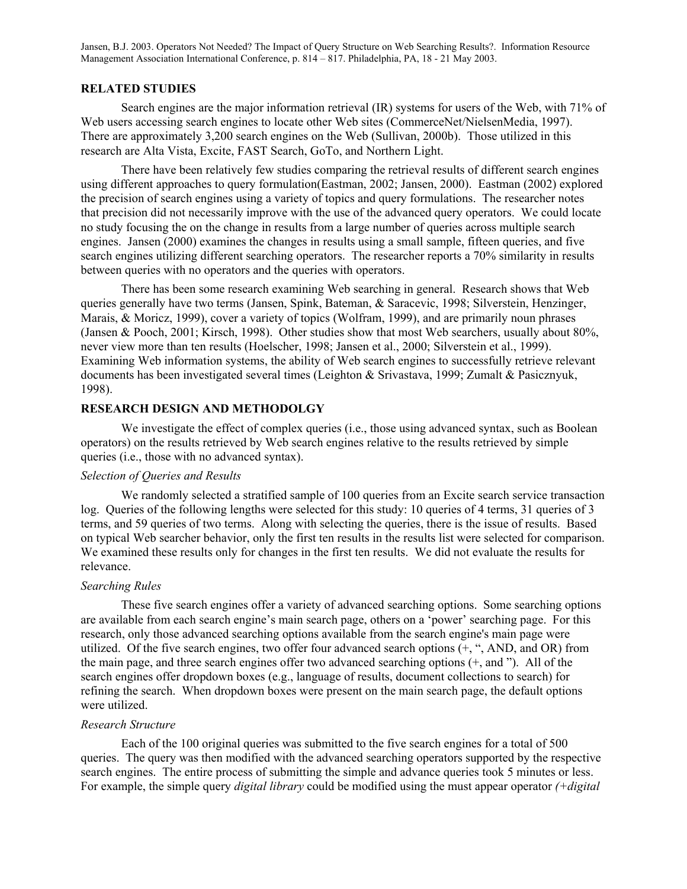## RELATED STUDIES

Search engines are the major information retrieval (IR) systems for users of the Web, with 71% of Web users accessing search engines to locate other Web sites (CommerceNet/NielsenMedia, 1997). There are approximately 3,200 search engines on the Web (Sullivan, 2000b). Those utilized in this research are Alta Vista, Excite, FAST Search, GoTo, and Northern Light.

There have been relatively few studies comparing the retrieval results of different search engines using different approaches to query formulation(Eastman, 2002; Jansen, 2000). Eastman (2002) explored the precision of search engines using a variety of topics and query formulations. The researcher notes that precision did not necessarily improve with the use of the advanced query operators. We could locate no study focusing the on the change in results from a large number of queries across multiple search engines. Jansen (2000) examines the changes in results using a small sample, fifteen queries, and five search engines utilizing different searching operators. The researcher reports a 70% similarity in results between queries with no operators and the queries with operators.

There has been some research examining Web searching in general. Research shows that Web queries generally have two terms (Jansen, Spink, Bateman, & Saracevic, 1998; Silverstein, Henzinger, Marais, & Moricz, 1999), cover a variety of topics (Wolfram, 1999), and are primarily noun phrases (Jansen & Pooch, 2001; Kirsch, 1998). Other studies show that most Web searchers, usually about 80%, never view more than ten results (Hoelscher, 1998; Jansen et al., 2000; Silverstein et al., 1999). Examining Web information systems, the ability of Web search engines to successfully retrieve relevant documents has been investigated several times (Leighton & Srivastava, 1999; Zumalt & Pasicznyuk, 1998).

## RESEARCH DESIGN AND METHODOLGY

We investigate the effect of complex queries (i.e., those using advanced syntax, such as Boolean operators) on the results retrieved by Web search engines relative to the results retrieved by simple queries (i.e., those with no advanced syntax).

### *Selection of Queries and Results*

We randomly selected a stratified sample of 100 queries from an Excite search service transaction log. Queries of the following lengths were selected for this study: 10 queries of 4 terms, 31 queries of 3 terms, and 59 queries of two terms. Along with selecting the queries, there is the issue of results. Based on typical Web searcher behavior, only the first ten results in the results list were selected for comparison. We examined these results only for changes in the first ten results. We did not evaluate the results for relevance.

### *Searching Rules*

These five search engines offer a variety of advanced searching options. Some searching options are available from each search engine's main search page, others on a 'power' searching page. For this research, only those advanced searching options available from the search engine's main page were utilized. Of the five search engines, two offer four advanced search options (+, ", AND, and OR) from the main page, and three search engines offer two advanced searching options (+, and "). All of the search engines offer dropdown boxes (e.g., language of results, document collections to search) for refining the search. When dropdown boxes were present on the main search page, the default options were utilized.

### *Research Structure*

Each of the 100 original queries was submitted to the five search engines for a total of 500 queries. The query was then modified with the advanced searching operators supported by the respective search engines. The entire process of submitting the simple and advance queries took 5 minutes or less. For example, the simple query *digital library* could be modified using the must appear operator *(+digital*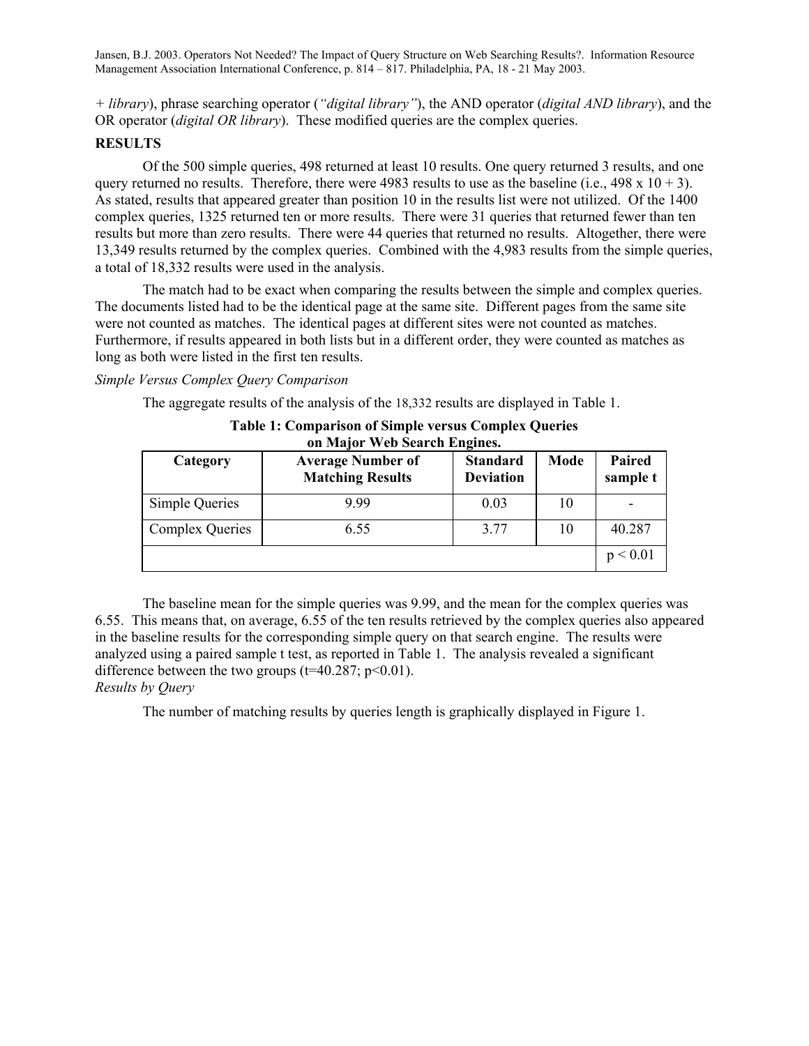+ *library*), phrase searching operator (*"digital library"*), the AND operator (*digital AND library*), and the OR operator (*digital OR library*). These modified queries are the complex queries.

**RESULTS**

Of the 500 simple queries, 498 returned at least 10 results. One query returned 3 results, and one query returned no results. Therefore, there were 4983 results to use as the baseline (i.e., 498 x 10 + 3). As stated, results that appeared greater than position 10 in the results list were not utilized. Of the 1400 complex queries, 1325 returned ten or more results. There were 31 queries that returned fewer than ten results but more than zero results. There were 44 queries that returned no results. Altogether, there were 13,349 results returned by the complex queries. Combined with the 4,983 results from the simple queries, a total of 18,332 results were used in the analysis.

The match had to be exact when comparing the results between the simple and complex queries. The documents listed had to be the identical page at the same site. Different pages from the same site were not counted as matches. The identical pages at different sites were not counted as matches. Furthermore, if results appeared in both lists but in a different order, they were counted as matches as long as both were listed in the first ten results.

*Simple Versus Complex Query Comparison*

The aggregate results of the analysis of the 18,332 results are displayed in Table 1.

**Table 1: Comparison of Simple versus Complex Queries on Major Web Search Engines.**

| Category | Average Number of Matching Results | Standard Deviation | Mode | Paired sample t |
|---|---|---|---|---|
| Simple Queries | 9.99 | 0.03 | 10 | - |
| Complex Queries | 6.55 | 3.77 | 10 | 40.287 |
| | | | | $p < 0.01$ |

The baseline mean for the simple queries was 9.99, and the mean for the complex queries was 6.55. This means that, on average, 6.55 of the ten results retrieved by the complex queries also appeared in the baseline results for the corresponding simple query on that search engine. The results were analyzed using a paired sample t test, as reported in Table 1. The analysis revealed a significant difference between the two groups ($t=40.287$; $p<0.01$).

*Results by Query*

The number of matching results by queries length is graphically displayed in Figure 1.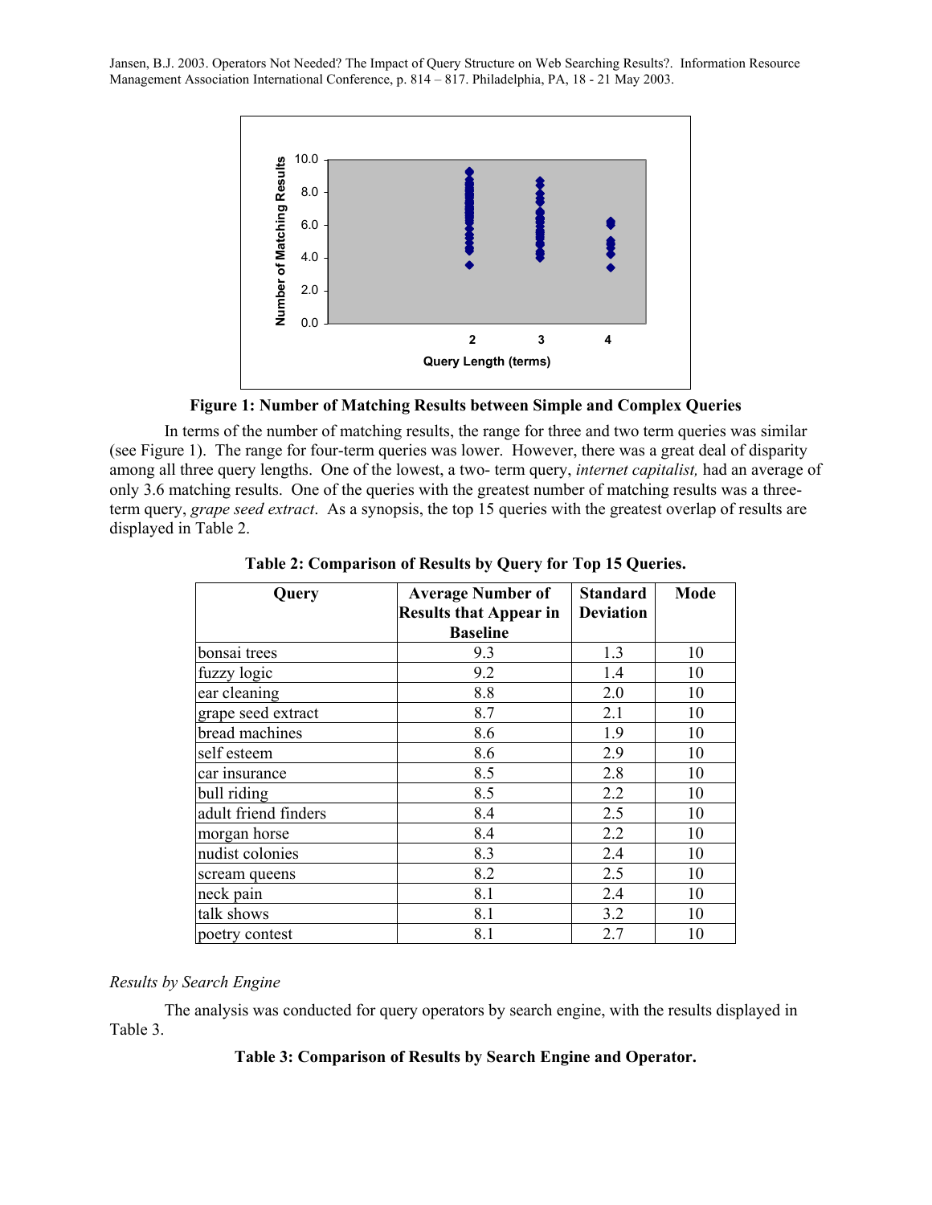**Figure 1: Number of Matching Results between Simple and Complex Queries**

In terms of the number of matching results, the range for three and two term queries was similar (see Figure 1). The range for four-term queries was lower. However, there was a great deal of disparity among all three query lengths. One of the lowest, a two- term query, *internet capitalist,* had an average of only 3.6 matching results. One of the queries with the greatest number of matching results was a three-term query, *grape seed extract*. As a synopsis, the top 15 queries with the greatest overlap of results are displayed in Table 2.

**Table 2: Comparison of Results by Query for Top 15 Queries.**

| Query | Average Number of Results that Appear in Baseline | Standard Deviation | Mode |
|---|---|---|---|
| bonsai trees | 9.3 | 1.3 | 10 |
| fuzzy logic | 9.2 | 1.4 | 10 |
| ear cleaning | 8.8 | 2.0 | 10 |
| grape seed extract | 8.7 | 2.1 | 10 |
| bread machines | 8.6 | 1.9 | 10 |
| self esteem | 8.6 | 2.9 | 10 |
| car insurance | 8.5 | 2.8 | 10 |
| bull riding | 8.5 | 2.2 | 10 |
| adult friend finders | 8.4 | 2.5 | 10 |
| morgan horse | 8.4 | 2.2 | 10 |
| nudist colonies | 8.3 | 2.4 | 10 |
| scream queens | 8.2 | 2.5 | 10 |
| neck pain | 8.1 | 2.4 | 10 |
| talk shows | 8.1 | 3.2 | 10 |
| poetry contest | 8.1 | 2.7 | 10 |

*Results by Search Engine*

The analysis was conducted for query operators by search engine, with the results displayed in Table 3.

**Table 3: Comparison of Results by Search Engine and Operator.**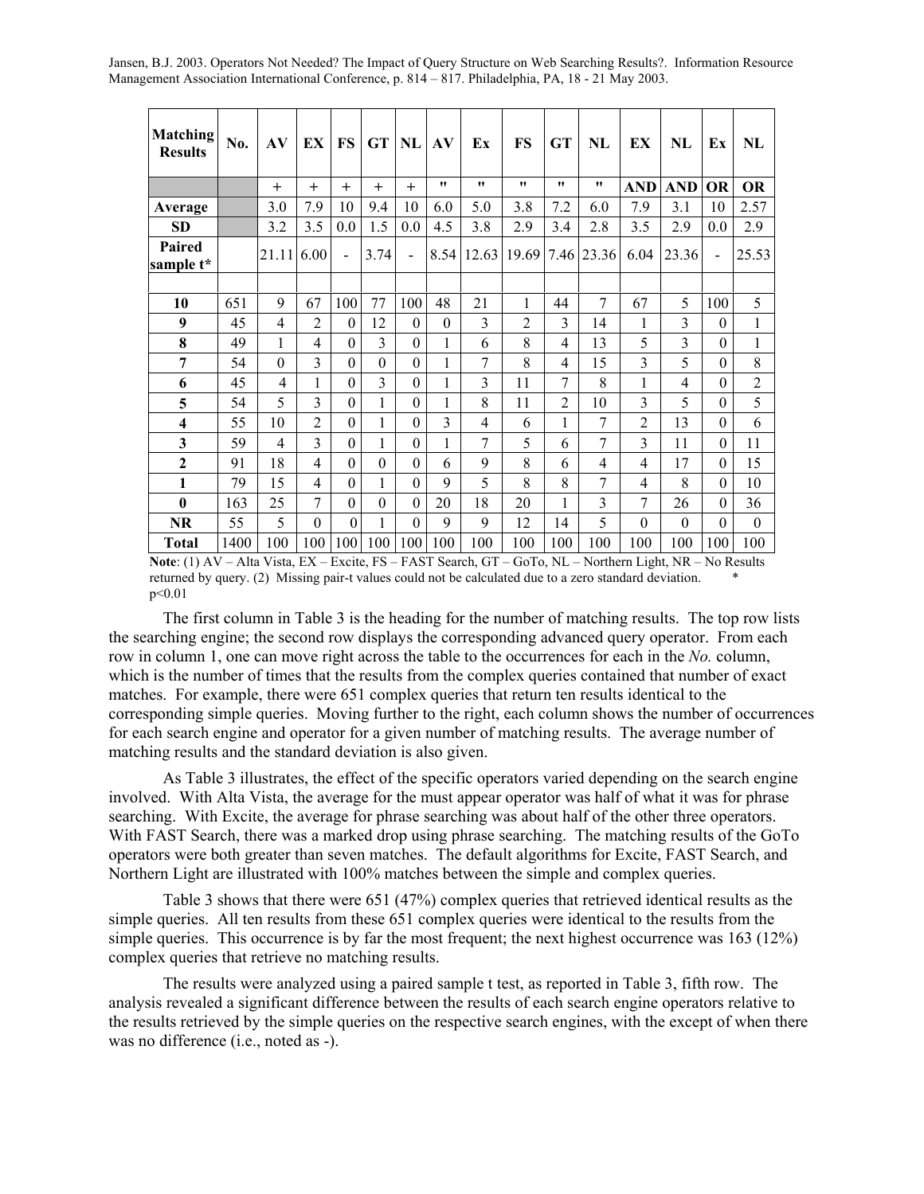| Matching Results | No. | AV | EX | FS | GT | NL | AV | Ex | FS | GT | NL | EX | NL | Ex | NL |
|---|---|---|---|---|---|---|---|---|---|---|---|---|---|---|---|
| | | + | + | + | + | + | " | " | " | " | " | AND | AND | OR | OR |
| Average | | 3.0 | 7.9 | 10 | 9.4 | 10 | 6.0 | 5.0 | 3.8 | 7.2 | 6.0 | 7.9 | 3.1 | 10 | 2.57 |
| SD | | 3.2 | 3.5 | 0.0 | 1.5 | 0.0 | 4.5 | 3.8 | 2.9 | 3.4 | 2.8 | 3.5 | 2.9 | 0.0 | 2.9 |
| Paired sample t* | | 21.11 | 6.00 | - | 3.74 | - | 8.54 | 12.63 | 19.69 | 7.46 | 23.36 | 6.04 | 23.36 | - | 25.53 |
| | | | | | | | | | | | | | | | |
| 10 | 651 | 9 | 67 | 100 | 77 | 100 | 48 | 21 | 1 | 44 | 7 | 67 | 5 | 100 | 5 |
| 9 | 45 | 4 | 2 | 0 | 12 | 0 | 0 | 3 | 2 | 3 | 14 | 1 | 3 | 0 | 1 |
| 8 | 49 | 1 | 4 | 0 | 3 | 0 | 1 | 6 | 8 | 4 | 13 | 5 | 3 | 0 | 1 |
| 7 | 54 | 0 | 3 | 0 | 0 | 0 | 1 | 7 | 8 | 4 | 15 | 3 | 5 | 0 | 8 |
| 6 | 45 | 4 | 1 | 0 | 3 | 0 | 1 | 3 | 11 | 7 | 8 | 1 | 4 | 0 | 2 |
| 5 | 54 | 5 | 3 | 0 | 1 | 0 | 1 | 8 | 11 | 2 | 10 | 3 | 5 | 0 | 5 |
| 4 | 55 | 10 | 2 | 0 | 1 | 0 | 3 | 4 | 6 | 1 | 7 | 2 | 13 | 0 | 6 |
| 3 | 59 | 4 | 3 | 0 | 1 | 0 | 1 | 7 | 5 | 6 | 7 | 3 | 11 | 0 | 11 |
| 2 | 91 | 18 | 4 | 0 | 0 | 0 | 6 | 9 | 8 | 6 | 4 | 4 | 17 | 0 | 15 |
| 1 | 79 | 15 | 4 | 0 | 1 | 0 | 9 | 5 | 8 | 8 | 7 | 4 | 8 | 0 | 10 |
| 0 | 163 | 25 | 7 | 0 | 0 | 0 | 20 | 18 | 20 | 1 | 3 | 7 | 26 | 0 | 36 |
| NR | 55 | 5 | 0 | 0 | 1 | 0 | 9 | 9 | 12 | 14 | 5 | 0 | 0 | 0 | 0 |
| Total | 1400 | 100 | 100 | 100 | 100 | 100 | 100 | 100 | 100 | 100 | 100 | 100 | 100 | 100 | 100 |

**Note**: (1) AV – Alta Vista, EX – Excite, FS – FAST Search, GT – GoTo, NL – Northern Light, NR – No Results returned by query. (2) Missing pair-t values could not be calculated due to a zero standard deviation. * $p<0.01$

The first column in Table 3 is the heading for the number of matching results. The top row lists the searching engine; the second row displays the corresponding advanced query operator. From each row in column 1, one can move right across the table to the occurrences for each in the *No.* column, which is the number of times that the results from the complex queries contained that number of exact matches. For example, there were 651 complex queries that return ten results identical to the corresponding simple queries. Moving further to the right, each column shows the number of occurrences for each search engine and operator for a given number of matching results. The average number of matching results and the standard deviation is also given.

As Table 3 illustrates, the effect of the specific operators varied depending on the search engine involved. With Alta Vista, the average for the must appear operator was half of what it was for phrase searching. With Excite, the average for phrase searching was about half of the other three operators. With FAST Search, there was a marked drop using phrase searching. The matching results of the GoTo operators were both greater than seven matches. The default algorithms for Excite, FAST Search, and Northern Light are illustrated with 100% matches between the simple and complex queries.

Table 3 shows that there were 651 (47%) complex queries that retrieved identical results as the simple queries. All ten results from these 651 complex queries were identical to the results from the simple queries. This occurrence is by far the most frequent; the next highest occurrence was 163 (12%) complex queries that retrieve no matching results.

The results were analyzed using a paired sample t test, as reported in Table 3, fifth row. The analysis revealed a significant difference between the results of each search engine operators relative to the results retrieved by the simple queries on the respective search engines, with the except of when there was no difference (i.e., noted as -).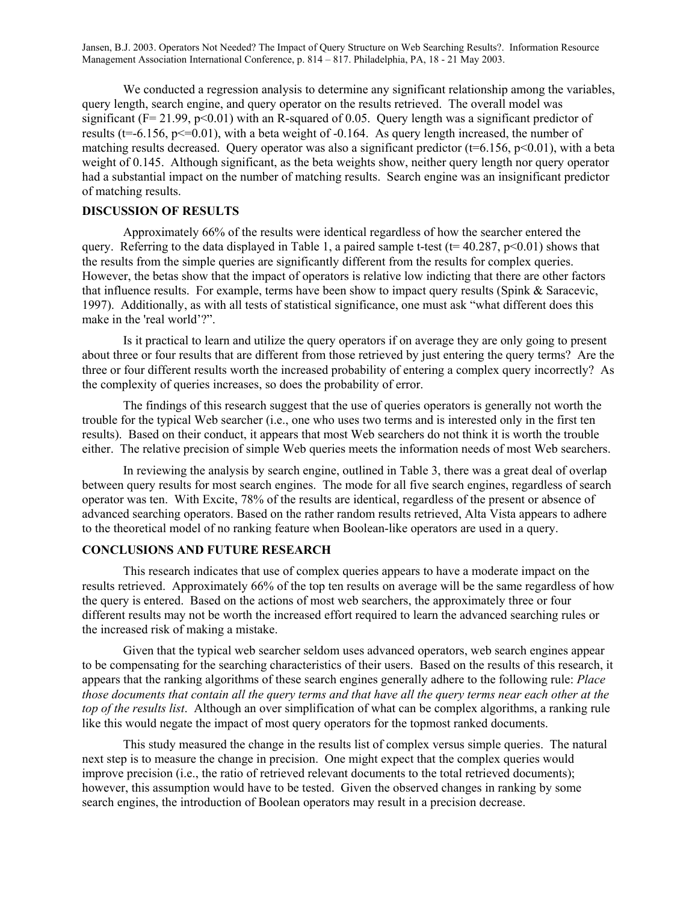We conducted a regression analysis to determine any significant relationship among the variables, query length, search engine, and query operator on the results retrieved. The overall model was significant ($F= 21.99$, $p<0.01$) with an R-squared of 0.05. Query length was a significant predictor of results ($t=-6.156$, $p<=0.01$), with a beta weight of -0.164. As query length increased, the number of matching results decreased. Query operator was also a significant predictor ($t=6.156$, $p<0.01$), with a beta weight of 0.145. Although significant, as the beta weights show, neither query length nor query operator had a substantial impact on the number of matching results. Search engine was an insignificant predictor of matching results.

## DISCUSSION OF RESULTS

Approximately 66% of the results were identical regardless of how the searcher entered the query. Referring to the data displayed in Table 1, a paired sample t-test ($t= 40.287$, $p<0.01$) shows that the results from the simple queries are significantly different from the results for complex queries. However, the betas show that the impact of operators is relative low indicting that there are other factors that influence results. For example, terms have been show to impact query results (Spink & Saracevic, 1997). Additionally, as with all tests of statistical significance, one must ask "what different does this make in the 'real world'?".

Is it practical to learn and utilize the query operators if on average they are only going to present about three or four results that are different from those retrieved by just entering the query terms? Are the three or four different results worth the increased probability of entering a complex query incorrectly? As the complexity of queries increases, so does the probability of error.

The findings of this research suggest that the use of queries operators is generally not worth the trouble for the typical Web searcher (i.e., one who uses two terms and is interested only in the first ten results). Based on their conduct, it appears that most Web searchers do not think it is worth the trouble either. The relative precision of simple Web queries meets the information needs of most Web searchers.

In reviewing the analysis by search engine, outlined in Table 3, there was a great deal of overlap between query results for most search engines. The mode for all five search engines, regardless of search operator was ten. With Excite, 78% of the results are identical, regardless of the present or absence of advanced searching operators. Based on the rather random results retrieved, Alta Vista appears to adhere to the theoretical model of no ranking feature when Boolean-like operators are used in a query.

## CONCLUSIONS AND FUTURE RESEARCH

This research indicates that use of complex queries appears to have a moderate impact on the results retrieved. Approximately 66% of the top ten results on average will be the same regardless of how the query is entered. Based on the actions of most web searchers, the approximately three or four different results may not be worth the increased effort required to learn the advanced searching rules or the increased risk of making a mistake.

Given that the typical web searcher seldom uses advanced operators, web search engines appear to be compensating for the searching characteristics of their users. Based on the results of this research, it appears that the ranking algorithms of these search engines generally adhere to the following rule: *Place those documents that contain all the query terms and that have all the query terms near each other at the top of the results list*. Although an over simplification of what can be complex algorithms, a ranking rule like this would negate the impact of most query operators for the topmost ranked documents.

This study measured the change in the results list of complex versus simple queries. The natural next step is to measure the change in precision. One might expect that the complex queries would improve precision (i.e., the ratio of retrieved relevant documents to the total retrieved documents); however, this assumption would have to be tested. Given the observed changes in ranking by some search engines, the introduction of Boolean operators may result in a precision decrease.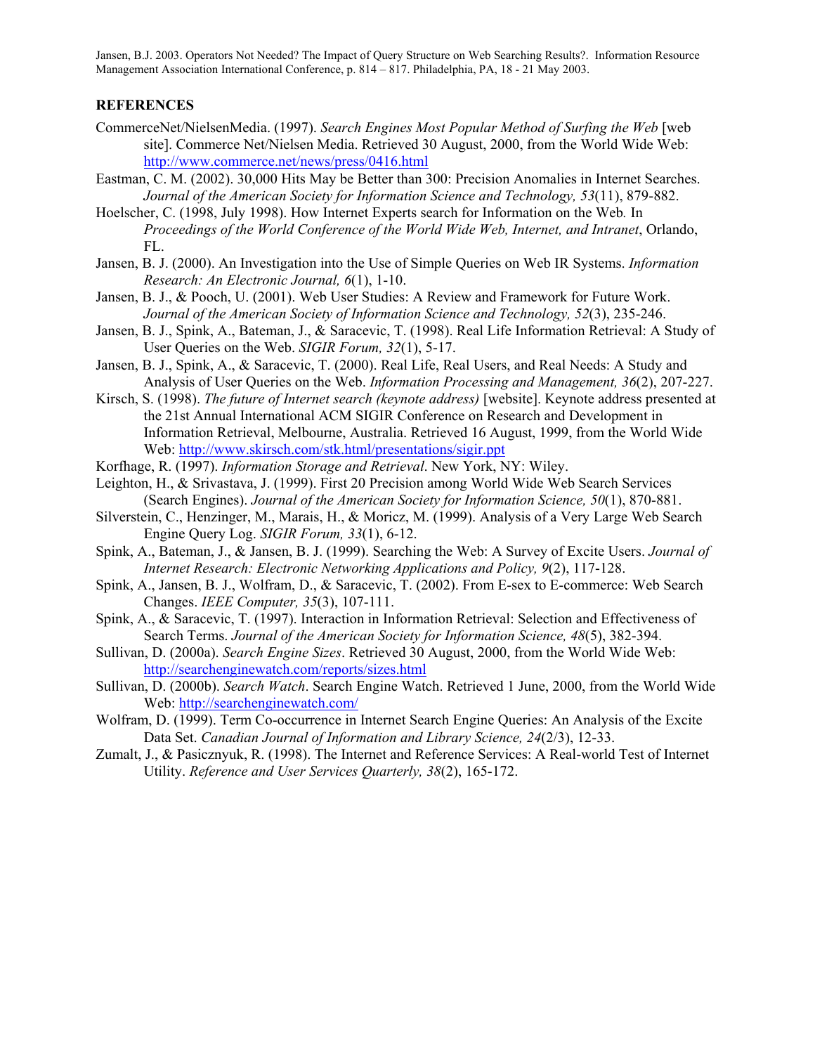## REFERENCES

CommerceNet/NielsenMedia. (1997). *Search Engines Most Popular Method of Surfing the Web* [web site]. Commerce Net/Nielsen Media. Retrieved 30 August, 2000, from the World Wide Web: http://www.commerce.net/news/press/0416.html

Eastman, C. M. (2002). 30,000 Hits May be Better than 300: Precision Anomalies in Internet Searches. *Journal of the American Society for Information Science and Technology, 53*(11), 879-882.

Hoelscher, C. (1998, July 1998). How Internet Experts search for Information on the Web*.* In *Proceedings of the World Conference of the World Wide Web, Internet, and Intranet*, Orlando, FL.

Jansen, B. J. (2000). An Investigation into the Use of Simple Queries on Web IR Systems. *Information Research: An Electronic Journal, 6*(1), 1-10.

Jansen, B. J., & Pooch, U. (2001). Web User Studies: A Review and Framework for Future Work. *Journal of the American Society of Information Science and Technology, 52*(3), 235-246.

Jansen, B. J., Spink, A., Bateman, J., & Saracevic, T. (1998). Real Life Information Retrieval: A Study of User Queries on the Web. *SIGIR Forum, 32*(1), 5-17.

Jansen, B. J., Spink, A., & Saracevic, T. (2000). Real Life, Real Users, and Real Needs: A Study and Analysis of User Queries on the Web. *Information Processing and Management, 36*(2), 207-227.

Kirsch, S. (1998). *The future of Internet search (keynote address)* [website]. Keynote address presented at the 21st Annual International ACM SIGIR Conference on Research and Development in Information Retrieval, Melbourne, Australia. Retrieved 16 August, 1999, from the World Wide Web: http://www.skirsch.com/stk.html/presentations/sigir.ppt

Korfhage, R. (1997). *Information Storage and Retrieval*. New York, NY: Wiley.

Leighton, H., & Srivastava, J. (1999). First 20 Precision among World Wide Web Search Services (Search Engines). *Journal of the American Society for Information Science, 50*(1), 870-881.

Silverstein, C., Henzinger, M., Marais, H., & Moricz, M. (1999). Analysis of a Very Large Web Search Engine Query Log. *SIGIR Forum, 33*(1), 6-12.

Spink, A., Bateman, J., & Jansen, B. J. (1999). Searching the Web: A Survey of Excite Users. *Journal of Internet Research: Electronic Networking Applications and Policy, 9*(2), 117-128.

Spink, A., Jansen, B. J., Wolfram, D., & Saracevic, T. (2002). From E-sex to E-commerce: Web Search Changes. *IEEE Computer, 35*(3), 107-111.

Spink, A., & Saracevic, T. (1997). Interaction in Information Retrieval: Selection and Effectiveness of Search Terms. *Journal of the American Society for Information Science, 48*(5), 382-394.

Sullivan, D. (2000a). *Search Engine Sizes*. Retrieved 30 August, 2000, from the World Wide Web: http://searchenginewatch.com/reports/sizes.html

Sullivan, D. (2000b). *Search Watch*. Search Engine Watch. Retrieved 1 June, 2000, from the World Wide Web: http://searchenginewatch.com/

Wolfram, D. (1999). Term Co-occurrence in Internet Search Engine Queries: An Analysis of the Excite Data Set. *Canadian Journal of Information and Library Science, 24*(2/3), 12-33.

Zumalt, J., & Pasicznyuk, R. (1998). The Internet and Reference Services: A Real-world Test of Internet Utility. *Reference and User Services Quarterly, 38*(2), 165-172.